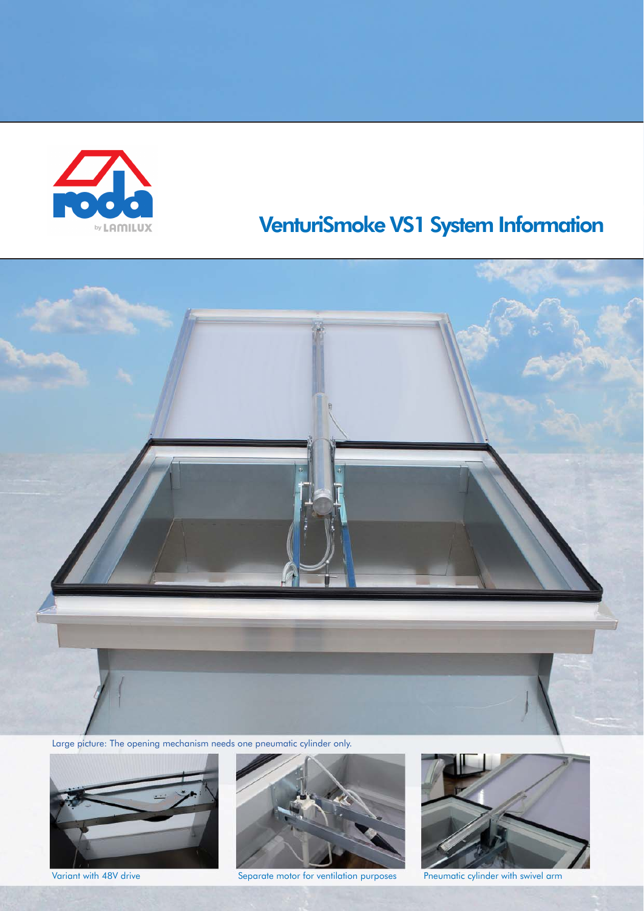roda by LAMILUX

# VenturiSmoke VS1 System Information

Large picture: The opening mechanism needs one pneumatic cylinder only.

Variant with 48V drive

Separate motor for ventilation purposes

Pneumatic cylinder with swivel arm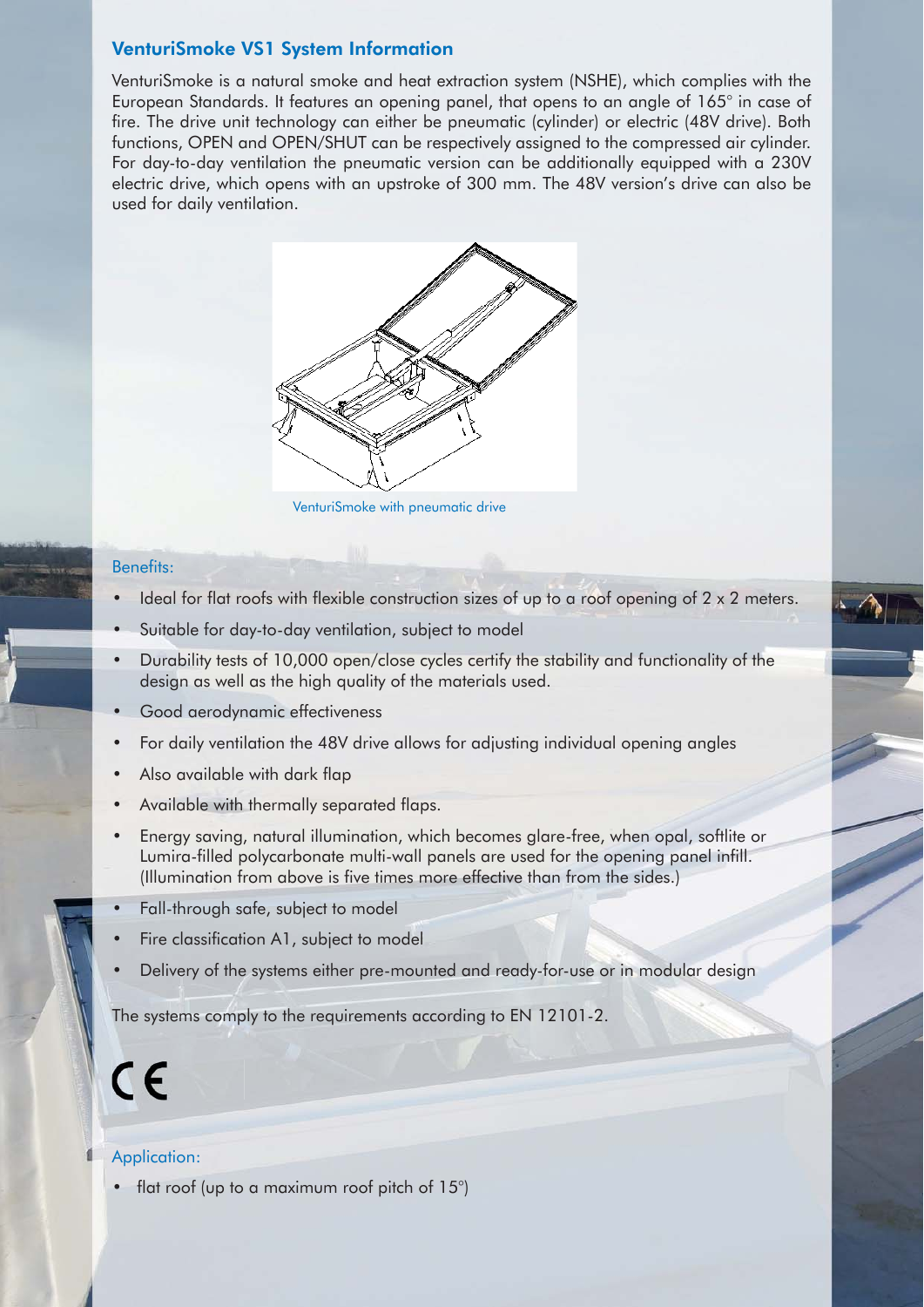## VenturiSmoke VS1 System Information

VenturiSmoke is a natural smoke and heat extraction system (NSHE), which complies with the European Standards. It features an opening panel, that opens to an angle of 165° in case of fire. The drive unit technology can either be pneumatic (cylinder) or electric (48V drive). Both functions, OPEN and OPEN/SHUT can be respectively assigned to the compressed air cylinder. For day-to-day ventilation the pneumatic version can be additionally equipped with a 230V electric drive, which opens with an upstroke of 300 mm. The 48V version's drive can also be used for daily ventilation.

VenturiSmoke with pneumatic drive

### Benefits:

- Ideal for flat roofs with flexible construction sizes of up to a roof opening of 2 x 2 meters.
- Suitable for day-to-day ventilation, subject to model
- Durability tests of 10,000 open/close cycles certify the stability and functionality of the design as well as the high quality of the materials used.
- Good aerodynamic effectiveness
- For daily ventilation the 48V drive allows for adjusting individual opening angles
- Also available with dark flap
- Available with thermally separated flaps.
- Energy saving, natural illumination, which becomes glare-free, when opal, softlite or Lumira-filled polycarbonate multi-wall panels are used for the opening panel infill. (Illumination from above is five times more effective than from the sides.)
- Fall-through safe, subject to model
- Fire classification A1, subject to model
- Delivery of the systems either pre-mounted and ready-for-use or in modular design

The systems comply to the requirements according to EN 12101-2.

CE

### Application:

- flat roof (up to a maximum roof pitch of 15°)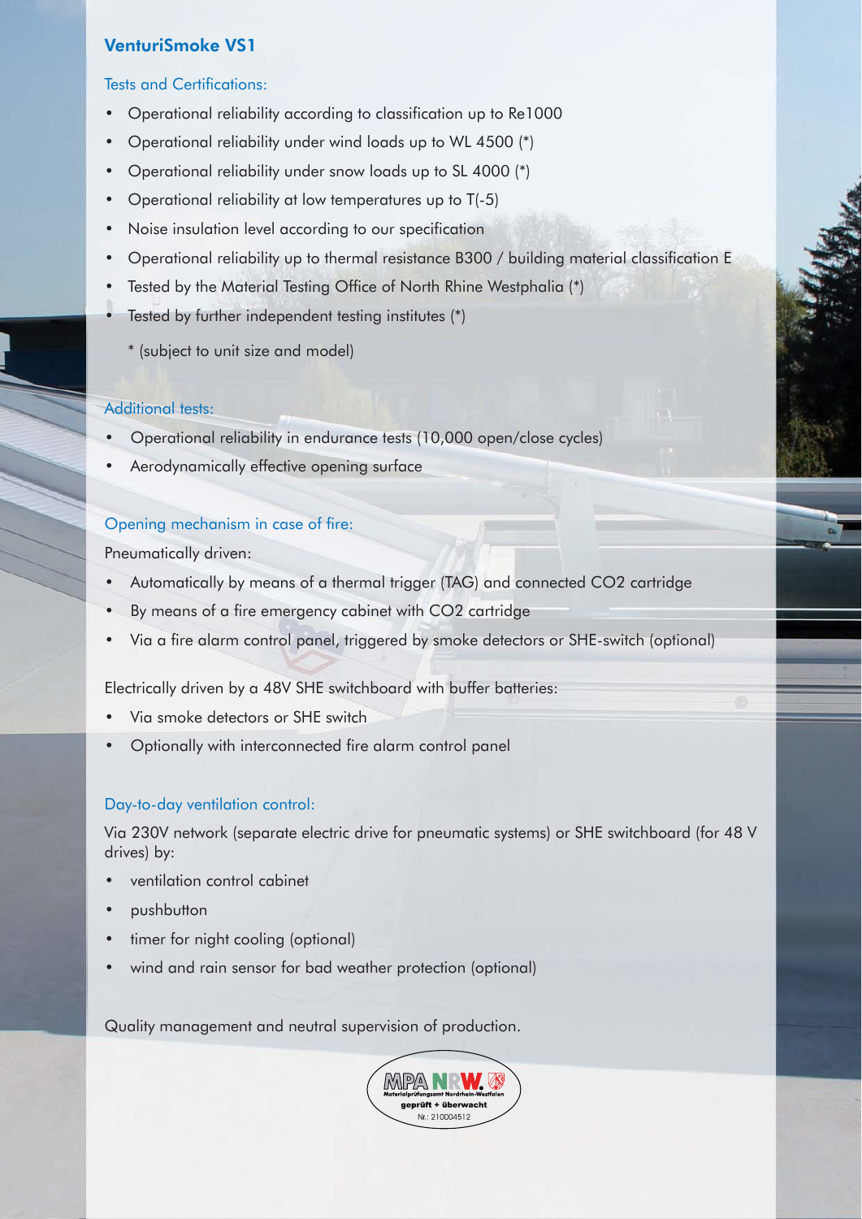## VenturiSmoke VS1

### Tests and Certifications:

- Operational reliability according to classification up to Re1000
- Operational reliability under wind loads up to WL 4500 (*)
- Operational reliability under snow loads up to SL 4000 (*)
- Operational reliability at low temperatures up to T(-5)
- Noise insulation level according to our specification
- Operational reliability up to thermal resistance B300 / building material classification E
- Tested by the Material Testing Office of North Rhine Westphalia (*)
- Tested by further independent testing institutes (*)

  * (subject to unit size and model)

### Additional tests:

- Operational reliability in endurance tests (10,000 open/close cycles)
- Aerodynamically effective opening surface

### Opening mechanism in case of fire:

Pneumatically driven:

- Automatically by means of a thermal trigger (TAG) and connected $CO_2$ cartridge
- By means of a fire emergency cabinet with $CO_2$ cartridge
- Via a fire alarm control panel, triggered by smoke detectors or SHE-switch (optional)

Electrically driven by a 48V SHE switchboard with buffer batteries:

- Via smoke detectors or SHE switch
- Optionally with interconnected fire alarm control panel

### Day-to-day ventilation control:

Via 230V network (separate electric drive for pneumatic systems) or SHE switchboard (for 48 V drives) by:

- ventilation control cabinet
- pushbutton
- timer for night cooling (optional)
- wind and rain sensor for bad weather protection (optional)

Quality management and neutral supervision of production.

MPA NRW
Materialprüfungsamt Nordrhein-Westfalen
geprüft + überwacht
Nr.: 210004512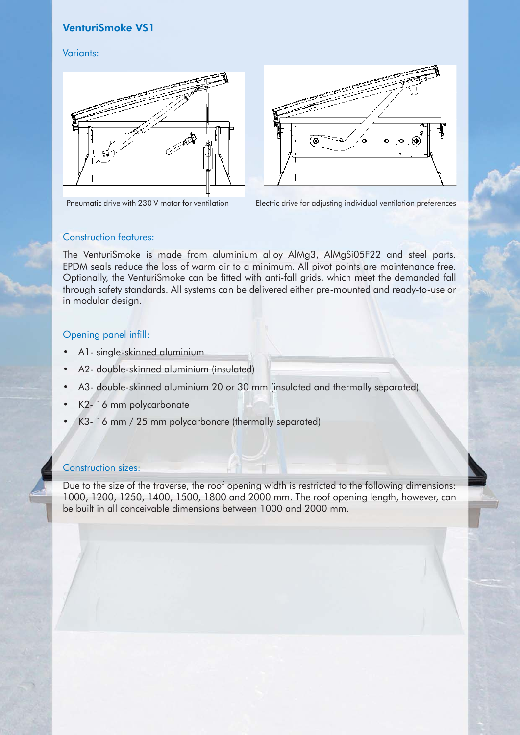## VenturiSmoke VS1

### Variants:

Pneumatic drive with 230 V motor for ventilation

Electric drive for adjusting individual ventilation preferences

### Construction features:

The VenturiSmoke is made from aluminium alloy AlMg3, AlMgSi05F22 and steel parts. EPDM seals reduce the loss of warm air to a minimum. All pivot points are maintenance free. Optionally, the VenturiSmoke can be fitted with anti-fall grids, which meet the demanded fall through safety standards. All systems can be delivered either pre-mounted and ready-to-use or in modular design.

### Opening panel infill:

- A1- single-skinned aluminium
- A2- double-skinned aluminium (insulated)
- A3- double-skinned aluminium 20 or 30 mm (insulated and thermally separated)
- K2- 16 mm polycarbonate
- K3- 16 mm / 25 mm polycarbonate (thermally separated)

### Construction sizes:

Due to the size of the traverse, the roof opening width is restricted to the following dimensions: 1000, 1200, 1250, 1400, 1500, 1800 and 2000 mm. The roof opening length, however, can be built in all conceivable dimensions between 1000 and 2000 mm.